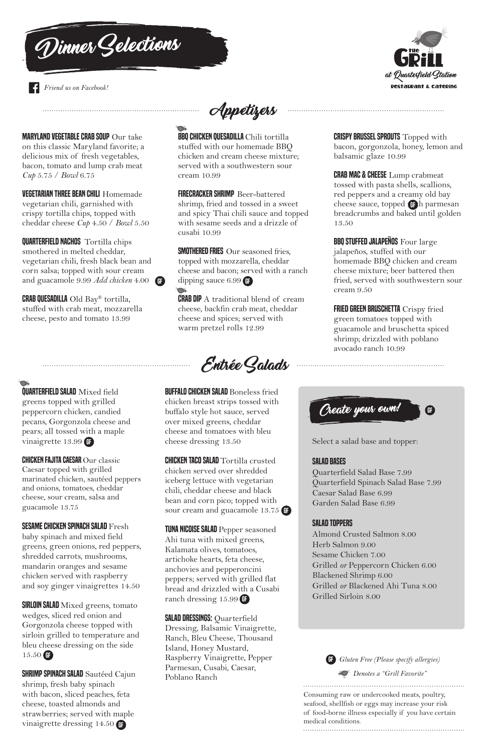# Dinner Selections

*Friend us on Facebook!*

The Grill at Quarterfield Station
Restaurant & Catering

## Appetizers

**MARYLAND VEGETABLE CRAB SOUP** Our take on this classic Maryland favorite; a delicious mix of fresh vegetables, bacon, tomato and lump crab meat *Cup* 5.75 / *Bowl* 6.75

**VEGETARIAN THREE BEAN CHILI** Homemade vegetarian chili, garnished with crispy tortilla chips, topped with cheddar cheese *Cup* 4.50 / *Bowl* 5.50

**QUARTERFIELD NACHOS** Tortilla chips smothered in melted cheddar, vegetarian chili, fresh black bean and corn salsa; topped with sour cream and guacamole 9.99 *Add chicken* 4.00 GF

**CRAB QUESADILLA** Old Bay® tortilla, stuffed with crab meat, mozzarella cheese, pesto and tomato 13.99

**BBQ CHICKEN QUESADILLA** (Grill Favorite) Chili tortilla stuffed with our homemade BBQ chicken and cream cheese mixture; served with a southwestern sour cream 10.99

**FIRECRACKER SHRIMP** Beer-battered shrimp, fried and tossed in a sweet and spicy Thai chili sauce and topped with sesame seeds and a drizzle of cusabi 10.99

**SMOTHERED FRIES** Our seasoned fries, topped with mozzarella, cheddar cheese and bacon; served with a ranch dipping sauce 6.99 GF

**CRAB DIP** (Grill Favorite) A traditional blend of cream cheese, backfin crab meat, cheddar cheese and spices; served with warm pretzel rolls 12.99

**CRISPY BRUSSEL SPROUTS** Topped with bacon, gorgonzola, honey, lemon and balsamic glaze 10.99

**CRAB MAC & CHEESE** Lump crabmeat tossed with pasta shells, scallions, red peppers and a creamy old bay cheese sauce, topped with parmesan breadcrumbs and baked until golden 13.50

**BBQ STUFFED JALAPEÑOS** Four large jalapeños, stuffed with our homemade BBQ chicken and cream cheese mixture; beer battered then fried, served with southwestern sour cream 9.50

**FRIED GREEN BRUSCHETTA** Crispy fried green tomatoes topped with guacamole and bruschetta spiced shrimp; drizzled with poblano avocado ranch 10.99

## Entrée Salads

**QUARTERFIELD SALAD** (Grill Favorite) Mixed field greens topped with grilled peppercorn chicken, candied pecans, Gorgonzola cheese and pears; all tossed with a maple vinaigrette 13.99 GF

**CHICKEN FAJITA CAESAR** Our classic Caesar topped with grilled marinated chicken, sautéed peppers and onions, tomatoes, cheddar cheese, sour cream, salsa and guacamole 13.75

**SESAME CHICKEN SPINACH SALAD** Fresh baby spinach and mixed field greens, green onions, red peppers, shredded carrots, mushrooms, mandarin oranges and sesame chicken served with raspberry and soy ginger vinaigrettes 14.50

**SIRLOIN SALAD** Mixed greens, tomato wedges, sliced red onion and Gorgonzola cheese topped with sirloin grilled to temperature and bleu cheese dressing on the side 15.50 GF

**SHRIMP SPINACH SALAD** Sautéed Cajun shrimp, fresh baby spinach with bacon, sliced peaches, feta cheese, toasted almonds and strawberries; served with maple vinaigrette dressing 14.50 GF

**BUFFALO CHICKEN SALAD** Boneless fried chicken breast strips tossed with buffalo style hot sauce, served over mixed greens, cheddar cheese and tomatoes with bleu cheese dressing 13.50

**CHICKEN TACO SALAD** Tortilla crusted chicken served over shredded iceberg lettuce with vegetarian chili, cheddar cheese and black bean and corn pico; topped with sour cream and guacamole 13.75 GF

**TUNA NICOISE SALAD** Pepper seasoned Ahi tuna with mixed greens, Kalamata olives, tomatoes, artichoke hearts, feta cheese, anchovies and pepperoncini peppers; served with grilled flat bread and drizzled with a Cusabi ranch dressing 15.99 GF

**SALAD DRESSINGS:** Quarterfield Dressing, Balsamic Vinaigrette, Ranch, Bleu Cheese, Thousand Island, Honey Mustard, Raspberry Vinaigrette, Pepper Parmesan, Cusabi, Caesar, Poblano Ranch

### Create your own! GF

Select a salad base and topper:

**SALAD BASES**

Quarterfield Salad Base 7.99
Quarterfield Spinach Salad Base 7.99
Caesar Salad Base 6.99
Garden Salad Base 6.99

**SALAD TOPPERS**

Almond Crusted Salmon 8.00
Herb Salmon 9.00
Sesame Chicken 7.00
Grilled *or* Peppercorn Chicken 6.00
Blackened Shrimp 6.00
Grilled *or* Blackened Ahi Tuna 8.00
Grilled Sirloin 8.00

GF *Gluten Free (Please specify allergies)*

*Denotes a "Grill Favorite"*

Consuming raw or undercooked meats, poultry, seafood, shellfish or eggs may increase your risk of food-borne illness especially if you have certain medical conditions.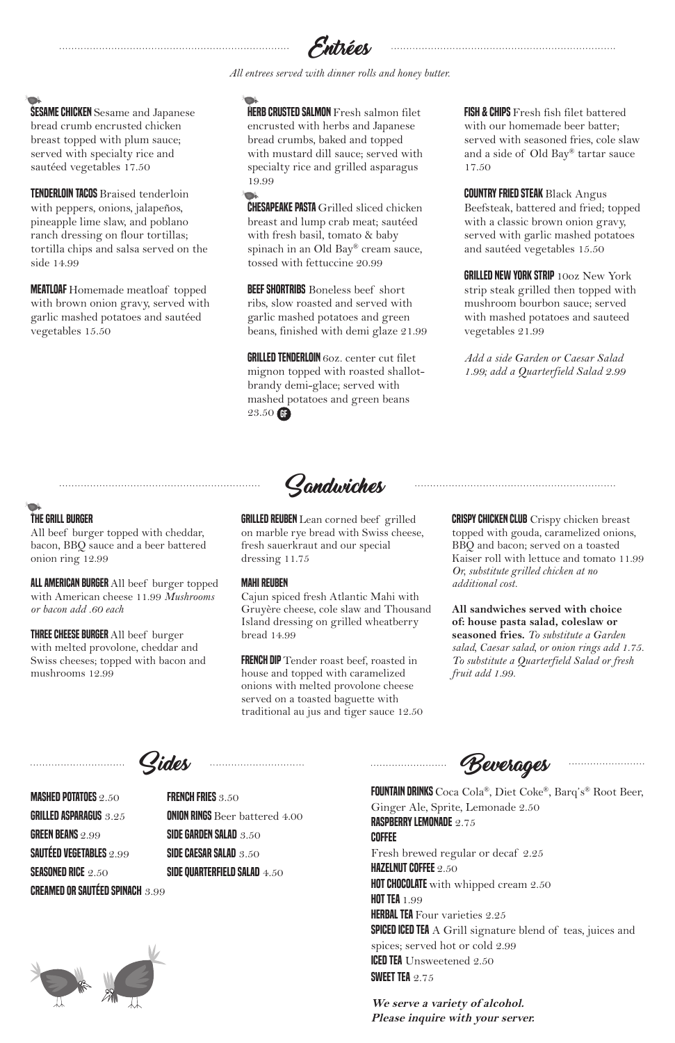# Entrées

*All entrees served with dinner rolls and honey butter.*

**SESAME CHICKEN** Sesame and Japanese bread crumb encrusted chicken breast topped with plum sauce; served with specialty rice and sautéed vegetables 17.50

**TENDERLOIN TACOS** Braised tenderloin with peppers, onions, jalapeños, pineapple lime slaw, and poblano ranch dressing on flour tortillas; tortilla chips and salsa served on the side 14.99

**MEATLOAF** Homemade meatloaf topped with brown onion gravy, served with garlic mashed potatoes and sautéed vegetables 15.50

**HERB CRUSTED SALMON** Fresh salmon filet encrusted with herbs and Japanese bread crumbs, baked and topped with mustard dill sauce; served with specialty rice and grilled asparagus 19.99

**CHESAPEAKE PASTA** Grilled sliced chicken breast and lump crab meat; sautéed with fresh basil, tomato & baby spinach in an Old Bay® cream sauce, tossed with fettuccine 20.99

**BEEF SHORTRIBS** Boneless beef short ribs, slow roasted and served with garlic mashed potatoes and green beans, finished with demi glaze 21.99

**GRILLED TENDERLOIN** 6oz. center cut filet mignon topped with roasted shallot-brandy demi-glace; served with mashed potatoes and green beans 23.50 GF

**FISH & CHIPS** Fresh fish filet battered with our homemade beer batter; served with seasoned fries, cole slaw and a side of Old Bay® tartar sauce 17.50

**COUNTRY FRIED STEAK** Black Angus Beefsteak, battered and fried; topped with a classic brown onion gravy, served with garlic mashed potatoes and sautéed vegetables 15.50

**GRILLED NEW YORK STRIP** 10oz New York strip steak grilled then topped with mushroom bourbon sauce; served with mashed potatoes and sauteed vegetables 21.99

*Add a side Garden or Caesar Salad 1.99; add a Quarterfield Salad 2.99*

# Sandwiches

**THE GRILL BURGER**
All beef burger topped with cheddar, bacon, BBQ sauce and a beer battered onion ring 12.99

**ALL AMERICAN BURGER** All beef burger topped with American cheese 11.99 *Mushrooms or bacon add .60 each*

**THREE CHEESE BURGER** All beef burger with melted provolone, cheddar and Swiss cheeses; topped with bacon and mushrooms 12.99

**GRILLED REUBEN** Lean corned beef grilled on marble rye bread with Swiss cheese, fresh sauerkraut and our special dressing 11.75

**MAHI REUBEN**
Cajun spiced fresh Atlantic Mahi with Gruyère cheese, cole slaw and Thousand Island dressing on grilled wheatberry bread 14.99

**FRENCH DIP** Tender roast beef, roasted in house and topped with caramelized onions with melted provolone cheese served on a toasted baguette with traditional au jus and tiger sauce 12.50

**CRISPY CHICKEN CLUB** Crispy chicken breast topped with gouda, caramelized onions, BBQ and bacon; served on a toasted Kaiser roll with lettuce and tomato 11.99 *Or, substitute grilled chicken at no additional cost.*

**All sandwiches served with choice of: house pasta salad, coleslaw or seasoned fries.** *To substitute a Garden salad, Caesar salad, or onion rings add 1.75. To substitute a Quarterfield Salad or fresh fruit add 1.99.*

# Sides

**MASHED POTATOES** 2.50
**GRILLED ASPARAGUS** 3.25
**GREEN BEANS** 2.99
**SAUTÉED VEGETABLES** 2.99
**SEASONED RICE** 2.50
**CREAMED OR SAUTÉED SPINACH** 3.99
**FRENCH FRIES** 3.50
**ONION RINGS** Beer battered 4.00
**SIDE GARDEN SALAD** 3.50
**SIDE CAESAR SALAD** 3.50
**SIDE QUARTERFIELD SALAD** 4.50

# Beverages

**FOUNTAIN DRINKS** Coca Cola®, Diet Coke®, Barq's® Root Beer, Ginger Ale, Sprite, Lemonade 2.50
**RASPBERRY LEMONADE** 2.75
**COFFEE**
Fresh brewed regular or decaf 2.25
**HAZELNUT COFFEE** 2.50
**HOT CHOCOLATE** with whipped cream 2.50
**HOT TEA** 1.99
**HERBAL TEA** Four varieties 2.25
**SPICED ICED TEA** A Grill signature blend of teas, juices and spices; served hot or cold 2.99
**ICED TEA** Unsweetened 2.50
**SWEET TEA** 2.75

***We serve a variety of alcohol. Please inquire with your server.***